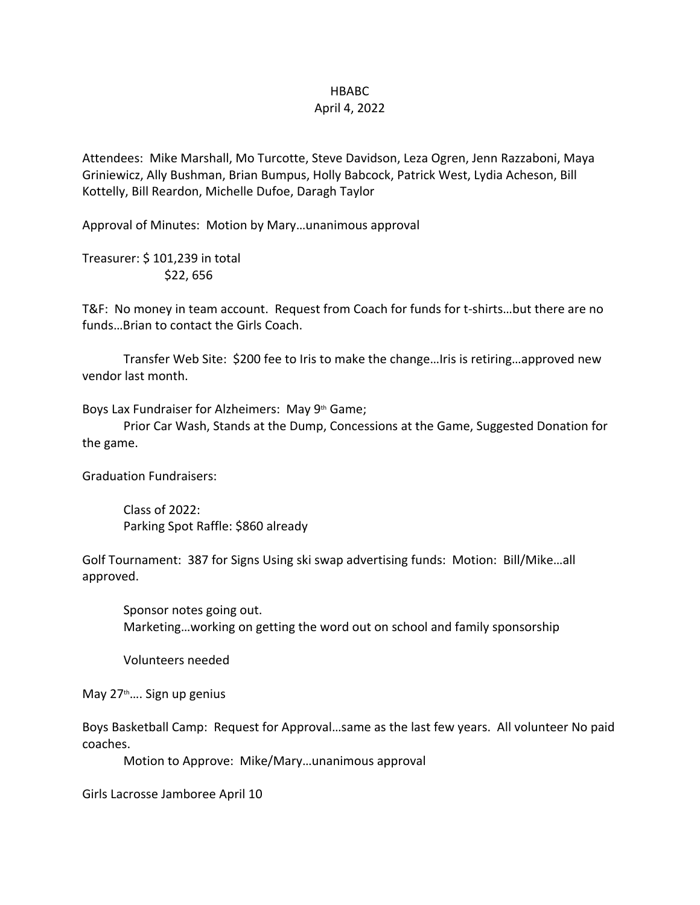# HBABC

April 4, 2022

Attendees: Mike Marshall, Mo Turcotte, Steve Davidson, Leza Ogren, Jenn Razzaboni, Maya Griniewicz, Ally Bushman, Brian Bumpus, Holly Babcock, Patrick West, Lydia Acheson, Bill Kottelly, Bill Reardon, Michelle Dufoe, Daragh Taylor

Approval of Minutes: Motion by Mary…unanimous approval

Treasurer: $ 101,239 in total
$22, 656

T&F: No money in team account. Request from Coach for funds for t-shirts…but there are no funds…Brian to contact the Girls Coach.

Transfer Web Site: $200 fee to Iris to make the change…Iris is retiring…approved new vendor last month.

Boys Lax Fundraiser for Alzheimers: May 9th Game;

Prior Car Wash, Stands at the Dump, Concessions at the Game, Suggested Donation for the game.

Graduation Fundraisers:

Class of 2022:
Parking Spot Raffle: $860 already

Golf Tournament: 387 for Signs Using ski swap advertising funds: Motion: Bill/Mike…all approved.

Sponsor notes going out.
Marketing…working on getting the word out on school and family sponsorship

Volunteers needed

May 27th…. Sign up genius

Boys Basketball Camp: Request for Approval…same as the last few years. All volunteer No paid coaches.

Motion to Approve: Mike/Mary…unanimous approval

Girls Lacrosse Jamboree April 10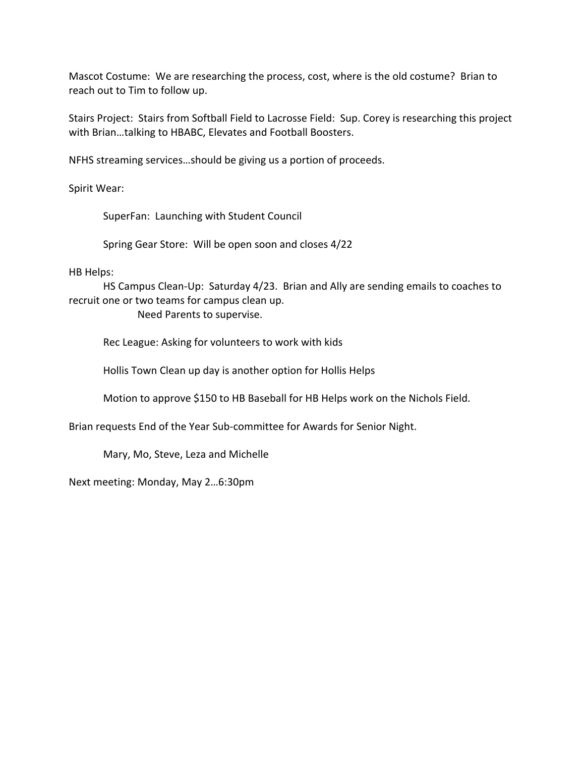Mascot Costume: We are researching the process, cost, where is the old costume? Brian to reach out to Tim to follow up.

Stairs Project: Stairs from Softball Field to Lacrosse Field: Sup. Corey is researching this project with Brian…talking to HBABC, Elevates and Football Boosters.

NFHS streaming services…should be giving us a portion of proceeds.

Spirit Wear:

SuperFan: Launching with Student Council

Spring Gear Store: Will be open soon and closes 4/22

HB Helps:

HS Campus Clean-Up: Saturday 4/23. Brian and Ally are sending emails to coaches to recruit one or two teams for campus clean up.

Need Parents to supervise.

Rec League: Asking for volunteers to work with kids

Hollis Town Clean up day is another option for Hollis Helps

Motion to approve $150 to HB Baseball for HB Helps work on the Nichols Field.

Brian requests End of the Year Sub-committee for Awards for Senior Night.

Mary, Mo, Steve, Leza and Michelle

Next meeting: Monday, May 2…6:30pm